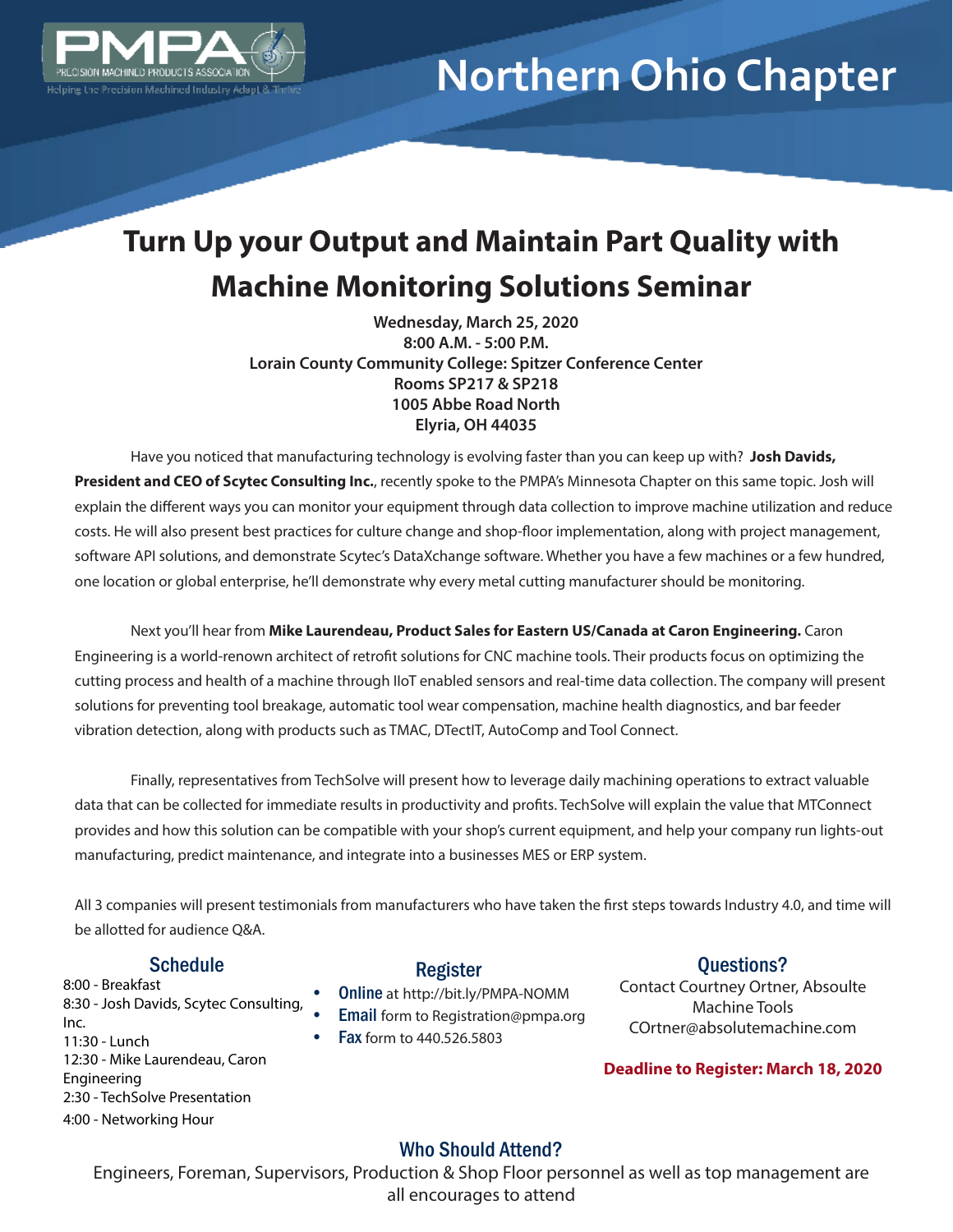PMPA PRECISION MACHINED PRODUCTS ASSOCIATION

Helping the Precision Machined Industry Adapt & Thrive

# Northern Ohio Chapter

## Turn Up your Output and Maintain Part Quality with Machine Monitoring Solutions Seminar

**Wednesday, March 25, 2020**
**8:00 A.M. - 5:00 P.M.**
**Lorain County Community College: Spitzer Conference Center**
**Rooms SP217 & SP218**
**1005 Abbe Road North**
**Elyria, OH 44035**

Have you noticed that manufacturing technology is evolving faster than you can keep up with? **Josh Davids, President and CEO of Scytec Consulting Inc.**, recently spoke to the PMPA's Minnesota Chapter on this same topic. Josh will explain the different ways you can monitor your equipment through data collection to improve machine utilization and reduce costs. He will also present best practices for culture change and shop-floor implementation, along with project management, software API solutions, and demonstrate Scytec's DataXchange software. Whether you have a few machines or a few hundred, one location or global enterprise, he'll demonstrate why every metal cutting manufacturer should be monitoring.

Next you'll hear from **Mike Laurendeau, Product Sales for Eastern US/Canada at Caron Engineering.** Caron Engineering is a world-renown architect of retrofit solutions for CNC machine tools. Their products focus on optimizing the cutting process and health of a machine through IIoT enabled sensors and real-time data collection. The company will present solutions for preventing tool breakage, automatic tool wear compensation, machine health diagnostics, and bar feeder vibration detection, along with products such as TMAC, DTectIT, AutoComp and Tool Connect.

Finally, representatives from TechSolve will present how to leverage daily machining operations to extract valuable data that can be collected for immediate results in productivity and profits. TechSolve will explain the value that MTConnect provides and how this solution can be compatible with your shop's current equipment, and help your company run lights-out manufacturing, predict maintenance, and integrate into a businesses MES or ERP system.

All 3 companies will present testimonials from manufacturers who have taken the first steps towards Industry 4.0, and time will be allotted for audience Q&A.

### Schedule

8:00 - Breakfast
8:30 - Josh Davids, Scytec Consulting, Inc.
11:30 - Lunch
12:30 - Mike Laurendeau, Caron Engineering
2:30 - TechSolve Presentation
4:00 - Networking Hour

### Register

- **Online** at http://bit.ly/PMPA-NOMM
- **Email** form to Registration@pmpa.org
- **Fax** form to 440.526.5803

### Questions?

Contact Courtney Ortner, Absoulte Machine Tools
COrtner@absolutemachine.com

**Deadline to Register: March 18, 2020**

### Who Should Attend?

Engineers, Foreman, Supervisors, Production & Shop Floor personnel as well as top management are all encourages to attend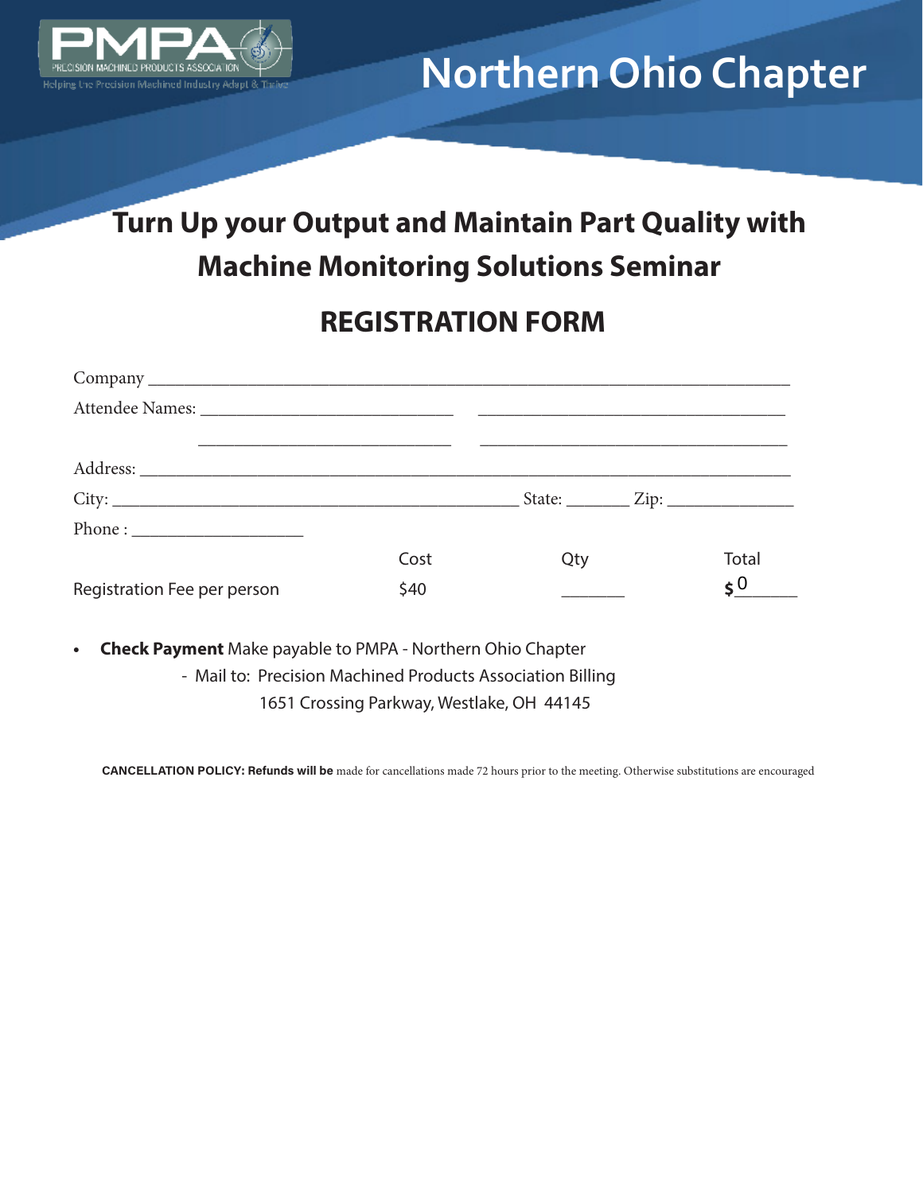PMPA PRECISION MACHINED PRODUCTS ASSOCIATION

Helping the Precision Machined Industry Adapt & Thrive

# Northern Ohio Chapter

## Turn Up your Output and Maintain Part Quality with Machine Monitoring Solutions Seminar

## REGISTRATION FORM

Company ___________________________________________________________________

Attendee Names: ____________________________ ________________________________

____________________________ ________________________________

Address: ___________________________________________________________________

City: _____________________________________________ State: _______ Zip: ______________

Phone : ___________________

| | Cost | Qty | Total |
|---|---|---|---|
| Registration Fee per person | $40 | _______ | $ 0 |

- **Check Payment** Make payable to PMPA - Northern Ohio Chapter
  - Mail to: Precision Machined Products Association Billing
    1651 Crossing Parkway, Westlake, OH 44145

**CANCELLATION POLICY: Refunds will be** made for cancellations made 72 hours prior to the meeting. Otherwise substitutions are encouraged